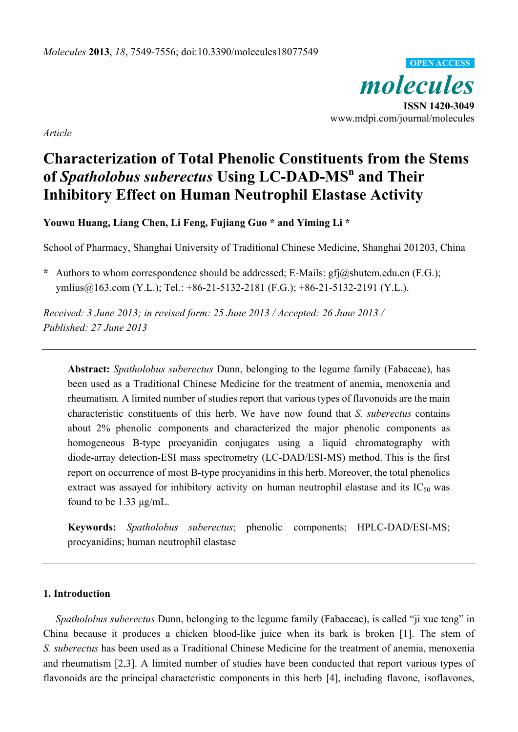*Article*

# Characterization of Total Phenolic Constituents from the Stems of *Spatholobus suberectus* Using LC-DAD-MS$^n$ and Their Inhibitory Effect on Human Neutrophil Elastase Activity

**Youwu Huang, Liang Chen, Li Feng, Fujiang Guo * and Yiming Li ***

School of Pharmacy, Shanghai University of Traditional Chinese Medicine, Shanghai 201203, China

**\*** Authors to whom correspondence should be addressed; E-Mails: gfj@shutcm.edu.cn (F.G.); ymlius@163.com (Y.L.); Tel.: +86-21-5132-2181 (F.G.); +86-21-5132-2191 (Y.L.).

*Received: 3 June 2013; in revised form: 25 June 2013 / Accepted: 26 June 2013 / Published: 27 June 2013*

---

**Abstract:** *Spatholobus suberectus* Dunn, belonging to the legume family (Fabaceae), has been used as a Traditional Chinese Medicine for the treatment of anemia, menoxenia and rheumatism. A limited number of studies report that various types of flavonoids are the main characteristic constituents of this herb. We have now found that *S. suberectus* contains about 2% phenolic components and characterized the major phenolic components as homogeneous B-type procyanidin conjugates using a liquid chromatography with diode-array detection-ESI mass spectrometry (LC-DAD/ESI-MS) method. This is the first report on occurrence of most B-type procyanidins in this herb. Moreover, the total phenolics extract was assayed for inhibitory activity on human neutrophil elastase and its $IC_{50}$ was found to be 1.33 μg/mL.

**Keywords:** *Spatholobus suberectus*; phenolic components; HPLC-DAD/ESI-MS; procyanidins; human neutrophil elastase

---

## 1. Introduction

*Spatholobus suberectus* Dunn, belonging to the legume family (Fabaceae), is called "ji xue teng" in China because it produces a chicken blood-like juice when its bark is broken [1]. The stem of *S. suberectus* has been used as a Traditional Chinese Medicine for the treatment of anemia, menoxenia and rheumatism [2,3]. A limited number of studies have been conducted that report various types of flavonoids are the principal characteristic components in this herb [4], including flavone, isoflavones,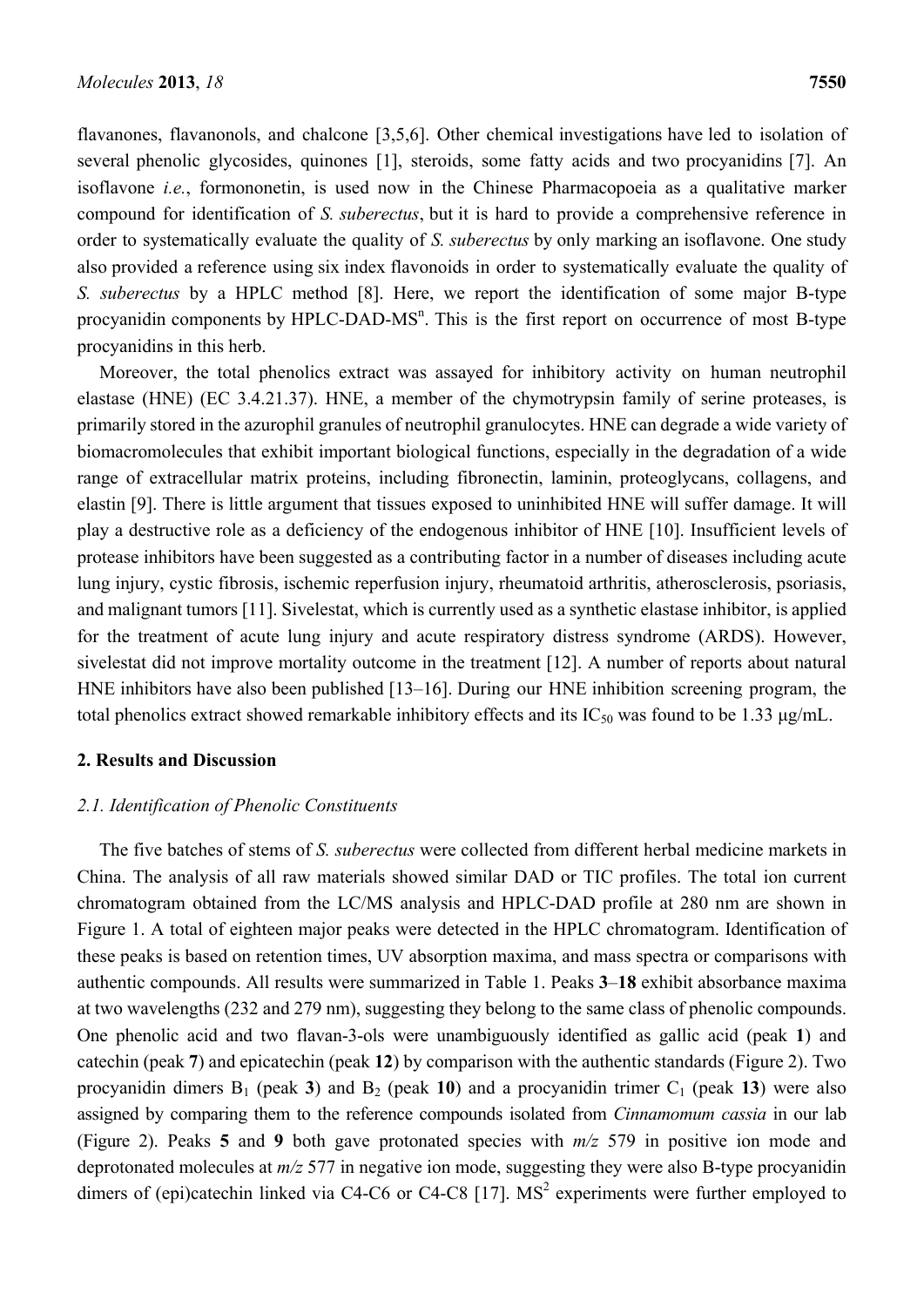flavanones, flavanonols, and chalcone [3,5,6]. Other chemical investigations have led to isolation of several phenolic glycosides, quinones [1], steroids, some fatty acids and two procyanidins [7]. An isoflavone *i.e.*, formononetin, is used now in the Chinese Pharmacopoeia as a qualitative marker compound for identification of *S. suberectus*, but it is hard to provide a comprehensive reference in order to systematically evaluate the quality of *S. suberectus* by only marking an isoflavone. One study also provided a reference using six index flavonoids in order to systematically evaluate the quality of *S. suberectus* by a HPLC method [8]. Here, we report the identification of some major B-type procyanidin components by HPLC-DAD-$MS^n$. This is the first report on occurrence of most B-type procyanidins in this herb.

Moreover, the total phenolics extract was assayed for inhibitory activity on human neutrophil elastase (HNE) (EC 3.4.21.37). HNE, a member of the chymotrypsin family of serine proteases, is primarily stored in the azurophil granules of neutrophil granulocytes. HNE can degrade a wide variety of biomacromolecules that exhibit important biological functions, especially in the degradation of a wide range of extracellular matrix proteins, including fibronectin, laminin, proteoglycans, collagens, and elastin [9]. There is little argument that tissues exposed to uninhibited HNE will suffer damage. It will play a destructive role as a deficiency of the endogenous inhibitor of HNE [10]. Insufficient levels of protease inhibitors have been suggested as a contributing factor in a number of diseases including acute lung injury, cystic fibrosis, ischemic reperfusion injury, rheumatoid arthritis, atherosclerosis, psoriasis, and malignant tumors [11]. Sivelestat, which is currently used as a synthetic elastase inhibitor, is applied for the treatment of acute lung injury and acute respiratory distress syndrome (ARDS). However, sivelestat did not improve mortality outcome in the treatment [12]. A number of reports about natural HNE inhibitors have also been published [13–16]. During our HNE inhibition screening program, the total phenolics extract showed remarkable inhibitory effects and its $IC_{50}$ was found to be 1.33 μg/mL.

## 2. Results and Discussion

### 2.1. Identification of Phenolic Constituents

The five batches of stems of *S. suberectus* were collected from different herbal medicine markets in China. The analysis of all raw materials showed similar DAD or TIC profiles. The total ion current chromatogram obtained from the LC/MS analysis and HPLC-DAD profile at 280 nm are shown in Figure 1. A total of eighteen major peaks were detected in the HPLC chromatogram. Identification of these peaks is based on retention times, UV absorption maxima, and mass spectra or comparisons with authentic compounds. All results were summarized in Table 1. Peaks **3**–**18** exhibit absorbance maxima at two wavelengths (232 and 279 nm), suggesting they belong to the same class of phenolic compounds. One phenolic acid and two flavan-3-ols were unambiguously identified as gallic acid (peak **1**) and catechin (peak **7**) and epicatechin (peak **12**) by comparison with the authentic standards (Figure 2). Two procyanidin dimers $B_1$ (peak **3**) and $B_2$ (peak **10**) and a procyanidin trimer $C_1$ (peak **13**) were also assigned by comparing them to the reference compounds isolated from *Cinnamomum cassia* in our lab (Figure 2). Peaks **5** and **9** both gave protonated species with *m/z* 579 in positive ion mode and deprotonated molecules at *m/z* 577 in negative ion mode, suggesting they were also B-type procyanidin dimers of (epi)catechin linked via C4-C6 or C4-C8 [17]. $MS^2$ experiments were further employed to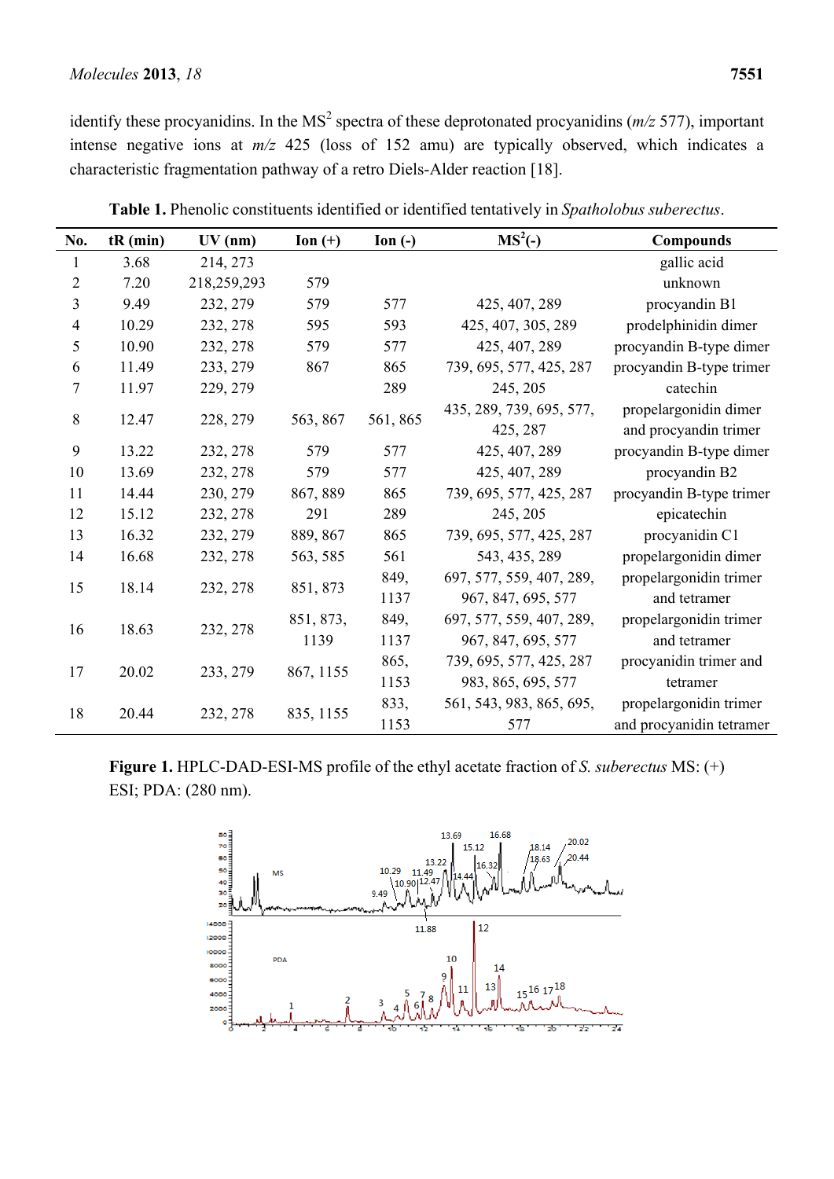identify these procyanidins. In the $MS^2$ spectra of these deprotonated procyanidins (*m/z* 577), important intense negative ions at *m/z* 425 (loss of 152 amu) are typically observed, which indicates a characteristic fragmentation pathway of a retro Diels-Alder reaction [18].

**Table 1.** Phenolic constituents identified or identified tentatively in *Spatholobus suberectus*.

| No. | tR (min) | UV (nm) | Ion (+) | Ion (-) | $MS^2$(-) | Compounds |
|---|---|---|---|---|---|---|
| 1 | 3.68 | 214, 273 | | | | gallic acid |
| 2 | 7.20 | 218,259,293 | 579 | | | unknown |
| 3 | 9.49 | 232, 279 | 579 | 577 | 425, 407, 289 | procyandin B1 |
| 4 | 10.29 | 232, 278 | 595 | 593 | 425, 407, 305, 289 | prodelphinidin dimer |
| 5 | 10.90 | 232, 278 | 579 | 577 | 425, 407, 289 | procyandin B-type dimer |
| 6 | 11.49 | 233, 279 | 867 | 865 | 739, 695, 577, 425, 287 | procyandin B-type trimer |
| 7 | 11.97 | 229, 279 | | 289 | 245, 205 | catechin |
| 8 | 12.47 | 228, 279 | 563, 867 | 561, 865 | 435, 289, 739, 695, 577, 425, 287 | propelargonidin dimer and procyandin trimer |
| 9 | 13.22 | 232, 278 | 579 | 577 | 425, 407, 289 | procyandin B-type dimer |
| 10 | 13.69 | 232, 278 | 579 | 577 | 425, 407, 289 | procyandin B2 |
| 11 | 14.44 | 230, 279 | 867, 889 | 865 | 739, 695, 577, 425, 287 | procyandin B-type trimer |
| 12 | 15.12 | 232, 278 | 291 | 289 | 245, 205 | epicatechin |
| 13 | 16.32 | 232, 279 | 889, 867 | 865 | 739, 695, 577, 425, 287 | procyanidin C1 |
| 14 | 16.68 | 232, 278 | 563, 585 | 561 | 543, 435, 289 | propelargonidin dimer |
| 15 | 18.14 | 232, 278 | 851, 873 | 849, 1137 | 697, 577, 559, 407, 289, 967, 847, 695, 577 | propelargonidin trimer and tetramer |
| 16 | 18.63 | 232, 278 | 851, 873, 1139 | 849, 1137 | 697, 577, 559, 407, 289, 967, 847, 695, 577 | propelargonidin trimer and tetramer |
| 17 | 20.02 | 233, 279 | 867, 1155 | 865, 1153 | 739, 695, 577, 425, 287 983, 865, 695, 577 | procyanidin trimer and tetramer |
| 18 | 20.44 | 232, 278 | 835, 1155 | 833, 1153 | 561, 543, 983, 865, 695, 577 | propelargonidin trimer and procyanidin tetramer |

**Figure 1.** HPLC-DAD-ESI-MS profile of the ethyl acetate fraction of *S. suberectus* MS: (+) ESI; PDA: (280 nm).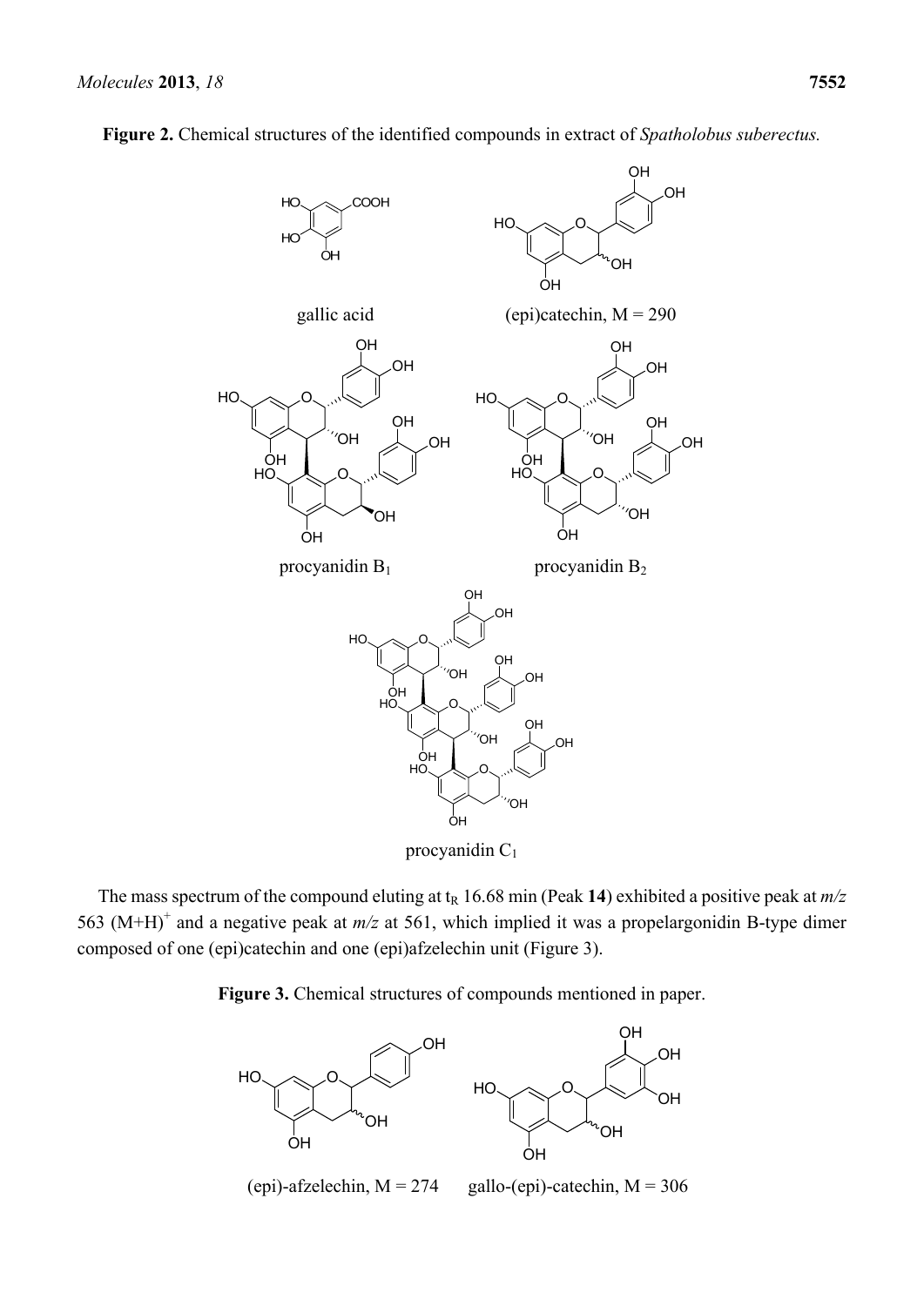**Figure 2.** Chemical structures of the identified compounds in extract of *Spatholobus suberectus.*

gallic acid

(epi)catechin, M = 290

procyanidin $B_1$

procyanidin $B_2$

procyanidin $C_1$

The mass spectrum of the compound eluting at $t_R$ 16.68 min (Peak **14**) exhibited a positive peak at *m/z* 563 $(M+H)^+$ and a negative peak at *m/z* at 561, which implied it was a propelargonidin B-type dimer composed of one (epi)catechin and one (epi)afzelechin unit (Figure 3).

**Figure 3.** Chemical structures of compounds mentioned in paper.

(epi)-afzelechin, M = 274

gallo-(epi)-catechin, M = 306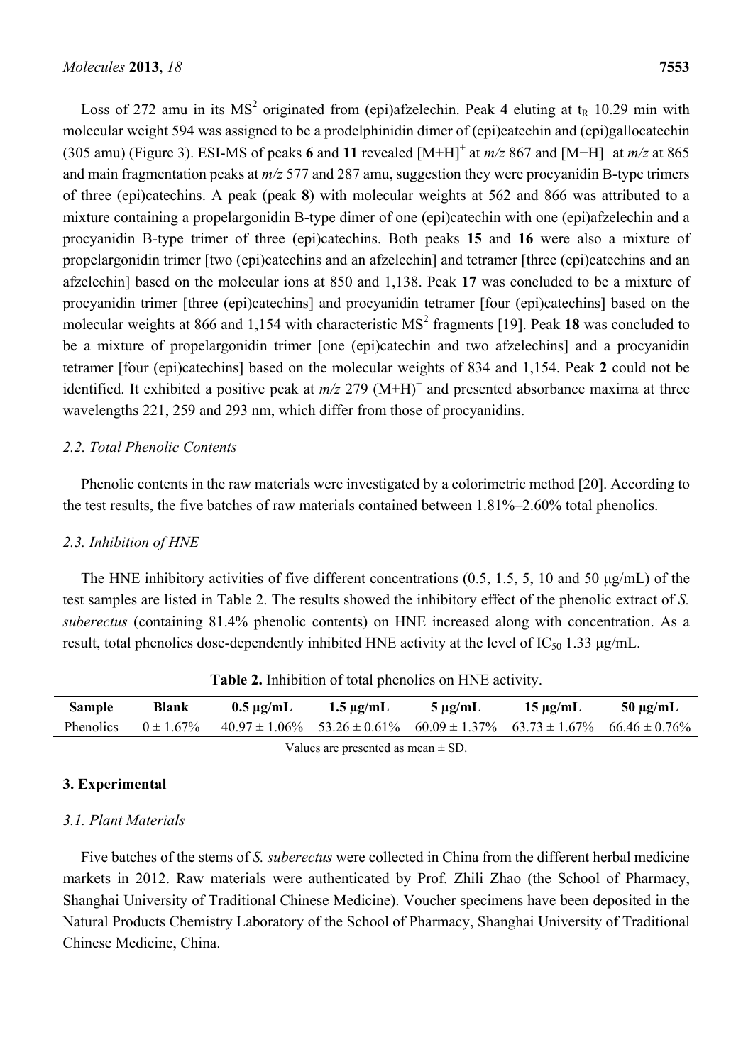Loss of 272 amu in its $MS^2$ originated from (epi)afzelechin. Peak **4** eluting at $t_R$ 10.29 min with molecular weight 594 was assigned to be a prodelphinidin dimer of (epi)catechin and (epi)gallocatechin (305 amu) (Figure 3). ESI-MS of peaks **6** and **11** revealed $[M+H]^+$ at *m/z* 867 and $[M-H]^-$ at *m/z* at 865 and main fragmentation peaks at *m/z* 577 and 287 amu, suggestion they were procyanidin B-type trimers of three (epi)catechins. A peak (peak **8**) with molecular weights at 562 and 866 was attributed to a mixture containing a propelargonidin B-type dimer of one (epi)catechin with one (epi)afzelechin and a procyanidin B-type trimer of three (epi)catechins. Both peaks **15** and **16** were also a mixture of propelargonidin trimer [two (epi)catechins and an afzelechin] and tetramer [three (epi)catechins and an afzelechin] based on the molecular ions at 850 and 1,138. Peak **17** was concluded to be a mixture of procyanidin trimer [three (epi)catechins] and procyanidin tetramer [four (epi)catechins] based on the molecular weights at 866 and 1,154 with characteristic $MS^2$ fragments [19]. Peak **18** was concluded to be a mixture of propelargonidin trimer [one (epi)catechin and two afzelechins] and a procyanidin tetramer [four (epi)catechins] based on the molecular weights of 834 and 1,154. Peak **2** could not be identified. It exhibited a positive peak at *m/z* 279 $(M+H)^+$ and presented absorbance maxima at three wavelengths 221, 259 and 293 nm, which differ from those of procyanidins.

### *2.2. Total Phenolic Contents*

Phenolic contents in the raw materials were investigated by a colorimetric method [20]. According to the test results, the five batches of raw materials contained between 1.81%–2.60% total phenolics.

### *2.3. Inhibition of HNE*

The HNE inhibitory activities of five different concentrations (0.5, 1.5, 5, 10 and 50 μg/mL) of the test samples are listed in Table 2. The results showed the inhibitory effect of the phenolic extract of *S. suberectus* (containing 81.4% phenolic contents) on HNE increased along with concentration. As a result, total phenolics dose-dependently inhibited HNE activity at the level of $IC_{50}$ 1.33 μg/mL.

**Table 2.** Inhibition of total phenolics on HNE activity.

| Sample | Blank | 0.5 μg/mL | 1.5 μg/mL | 5 μg/mL | 15 μg/mL | 50 μg/mL |
|---|---|---|---|---|---|---|
| Phenolics | 0 ± 1.67% | 40.97 ± 1.06% | 53.26 ± 0.61% | 60.09 ± 1.37% | 63.73 ± 1.67% | 66.46 ± 0.76% |

Values are presented as mean ± SD.

## 3. Experimental

### *3.1. Plant Materials*

Five batches of the stems of *S. suberectus* were collected in China from the different herbal medicine markets in 2012. Raw materials were authenticated by Prof. Zhili Zhao (the School of Pharmacy, Shanghai University of Traditional Chinese Medicine). Voucher specimens have been deposited in the Natural Products Chemistry Laboratory of the School of Pharmacy, Shanghai University of Traditional Chinese Medicine, China.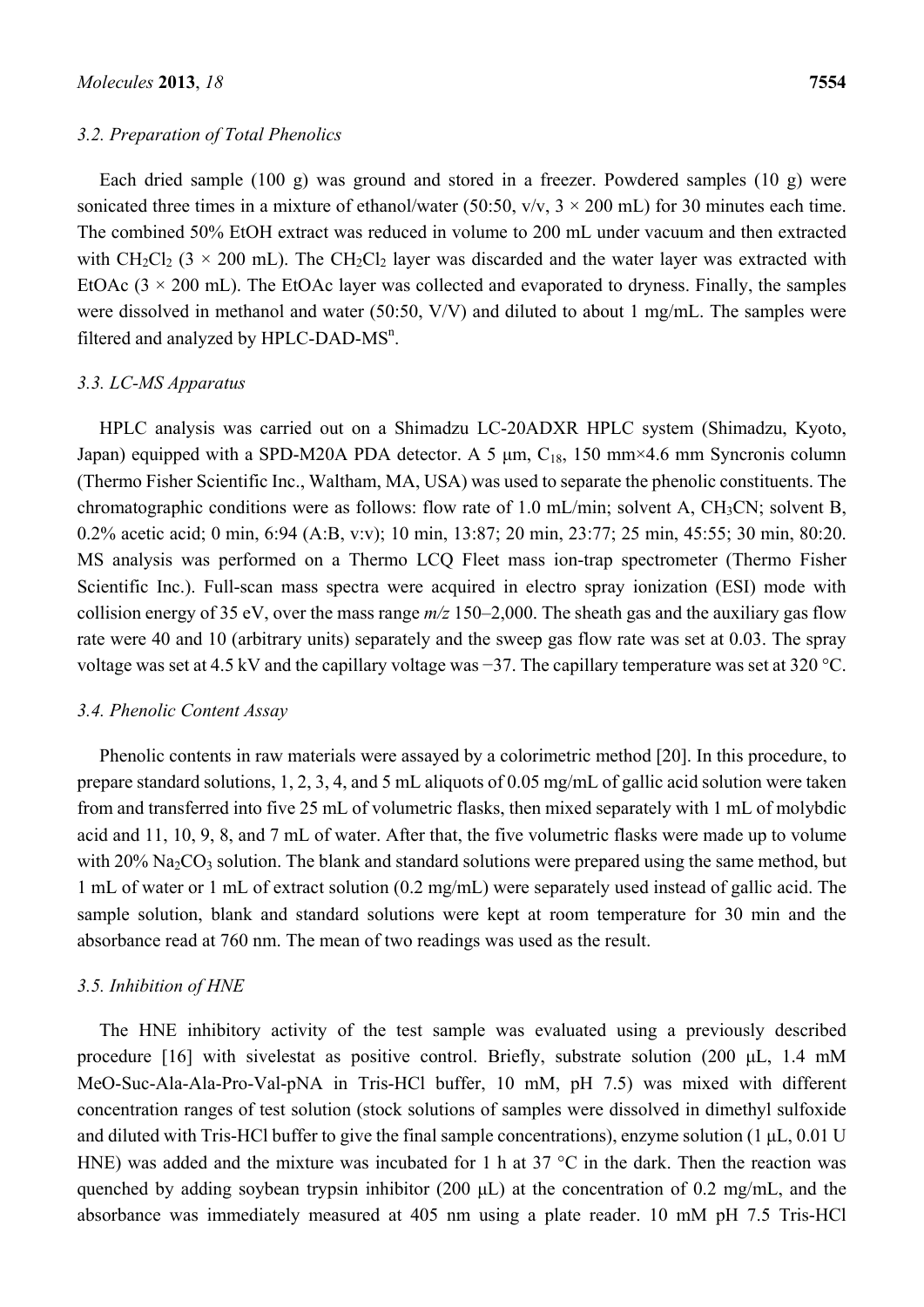### 3.2. Preparation of Total Phenolics

Each dried sample (100 g) was ground and stored in a freezer. Powdered samples (10 g) were sonicated three times in a mixture of ethanol/water (50:50, v/v, 3 × 200 mL) for 30 minutes each time. The combined 50% EtOH extract was reduced in volume to 200 mL under vacuum and then extracted with $CH_2Cl_2$ (3 × 200 mL). The $CH_2Cl_2$ layer was discarded and the water layer was extracted with EtOAc (3 × 200 mL). The EtOAc layer was collected and evaporated to dryness. Finally, the samples were dissolved in methanol and water (50:50, V/V) and diluted to about 1 mg/mL. The samples were filtered and analyzed by HPLC-DAD-$MS^n$.

### 3.3. LC-MS Apparatus

HPLC analysis was carried out on a Shimadzu LC-20ADXR HPLC system (Shimadzu, Kyoto, Japan) equipped with a SPD-M20A PDA detector. A 5 μm, $C_{18}$, 150 mm×4.6 mm Syncronis column (Thermo Fisher Scientific Inc., Waltham, MA, USA) was used to separate the phenolic constituents. The chromatographic conditions were as follows: flow rate of 1.0 mL/min; solvent A, $CH_3CN$; solvent B, 0.2% acetic acid; 0 min, 6:94 (A:B, v:v); 10 min, 13:87; 20 min, 23:77; 25 min, 45:55; 30 min, 80:20. MS analysis was performed on a Thermo LCQ Fleet mass ion-trap spectrometer (Thermo Fisher Scientific Inc.). Full-scan mass spectra were acquired in electro spray ionization (ESI) mode with collision energy of 35 eV, over the mass range *m/z* 150–2,000. The sheath gas and the auxiliary gas flow rate were 40 and 10 (arbitrary units) separately and the sweep gas flow rate was set at 0.03. The spray voltage was set at 4.5 kV and the capillary voltage was −37. The capillary temperature was set at 320 °C.

### 3.4. Phenolic Content Assay

Phenolic contents in raw materials were assayed by a colorimetric method [20]. In this procedure, to prepare standard solutions, 1, 2, 3, 4, and 5 mL aliquots of 0.05 mg/mL of gallic acid solution were taken from and transferred into five 25 mL of volumetric flasks, then mixed separately with 1 mL of molybdic acid and 11, 10, 9, 8, and 7 mL of water. After that, the five volumetric flasks were made up to volume with 20% $Na_2CO_3$ solution. The blank and standard solutions were prepared using the same method, but 1 mL of water or 1 mL of extract solution (0.2 mg/mL) were separately used instead of gallic acid. The sample solution, blank and standard solutions were kept at room temperature for 30 min and the absorbance read at 760 nm. The mean of two readings was used as the result.

### 3.5. Inhibition of HNE

The HNE inhibitory activity of the test sample was evaluated using a previously described procedure [16] with sivelestat as positive control. Briefly, substrate solution (200 μL, 1.4 mM MeO-Suc-Ala-Ala-Pro-Val-pNA in Tris-HCl buffer, 10 mM, pH 7.5) was mixed with different concentration ranges of test solution (stock solutions of samples were dissolved in dimethyl sulfoxide and diluted with Tris-HCl buffer to give the final sample concentrations), enzyme solution (1 μL, 0.01 U HNE) was added and the mixture was incubated for 1 h at 37 °C in the dark. Then the reaction was quenched by adding soybean trypsin inhibitor (200 μL) at the concentration of 0.2 mg/mL, and the absorbance was immediately measured at 405 nm using a plate reader. 10 mM pH 7.5 Tris-HCl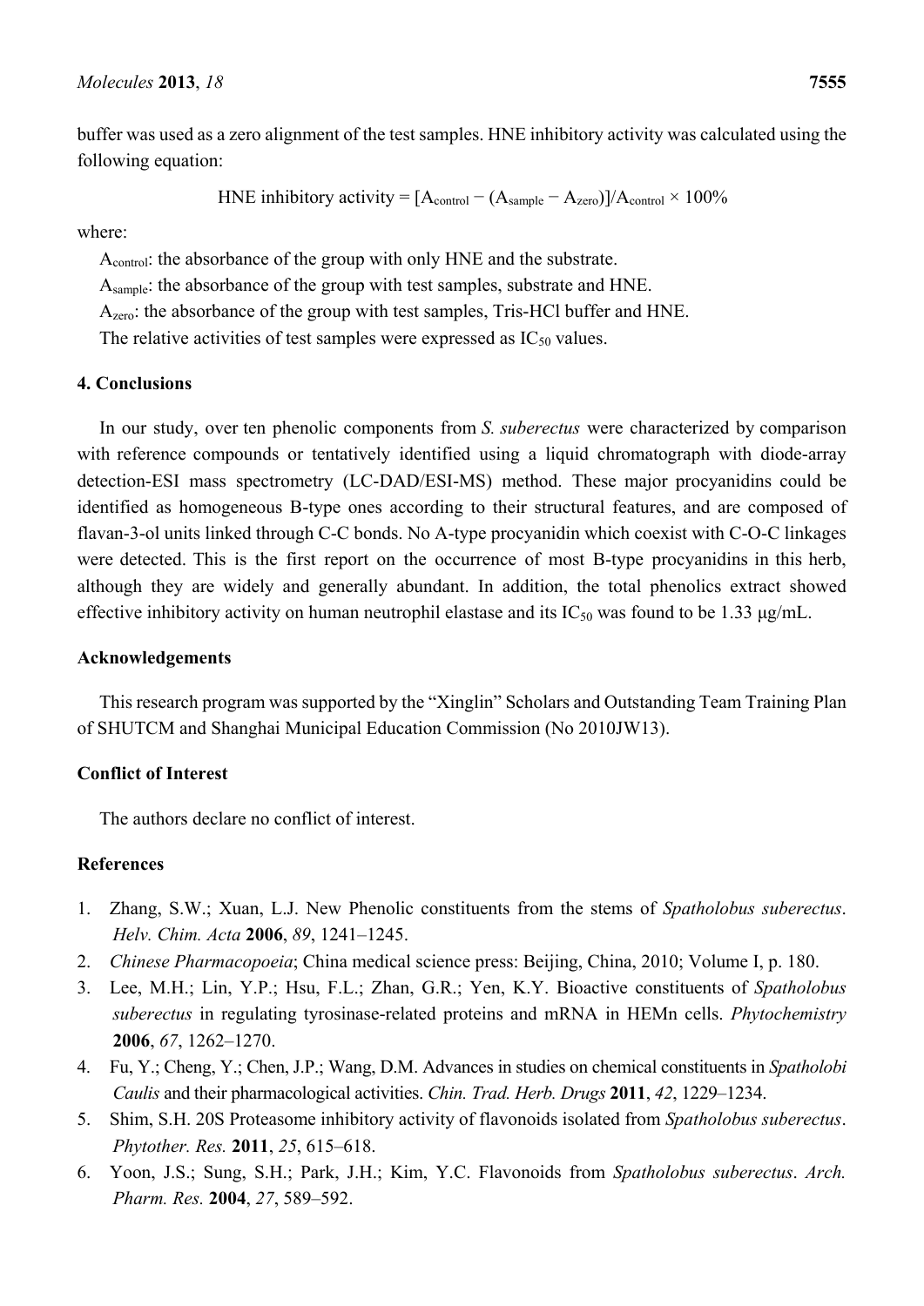buffer was used as a zero alignment of the test samples. HNE inhibitory activity was calculated using the following equation:

$$\text{HNE inhibitory activity} = [A_{control} - (A_{sample} - A_{zero})]/A_{control} \times 100\%$$

where:

$A_{control}$: the absorbance of the group with only HNE and the substrate.

$A_{sample}$: the absorbance of the group with test samples, substrate and HNE.

$A_{zero}$: the absorbance of the group with test samples, Tris-HCl buffer and HNE.

The relative activities of test samples were expressed as $IC_{50}$ values.

## 4. Conclusions

In our study, over ten phenolic components from *S. suberectus* were characterized by comparison with reference compounds or tentatively identified using a liquid chromatograph with diode-array detection-ESI mass spectrometry (LC-DAD/ESI-MS) method. These major procyanidins could be identified as homogeneous B-type ones according to their structural features, and are composed of flavan-3-ol units linked through C-C bonds. No A-type procyanidin which coexist with C-O-C linkages were detected. This is the first report on the occurrence of most B-type procyanidins in this herb, although they are widely and generally abundant. In addition, the total phenolics extract showed effective inhibitory activity on human neutrophil elastase and its $IC_{50}$ was found to be 1.33 μg/mL.

## Acknowledgements

This research program was supported by the "Xinglin" Scholars and Outstanding Team Training Plan of SHUTCM and Shanghai Municipal Education Commission (No 2010JW13).

## Conflict of Interest

The authors declare no conflict of interest.

## References

1. Zhang, S.W.; Xuan, L.J. New Phenolic constituents from the stems of *Spatholobus suberectus*. *Helv. Chim. Acta* **2006**, *89*, 1241–1245.
2. *Chinese Pharmacopoeia*; China medical science press: Beijing, China, 2010; Volume I, p. 180.
3. Lee, M.H.; Lin, Y.P.; Hsu, F.L.; Zhan, G.R.; Yen, K.Y. Bioactive constituents of *Spatholobus suberectus* in regulating tyrosinase-related proteins and mRNA in HEMn cells. *Phytochemistry* **2006**, *67*, 1262–1270.
4. Fu, Y.; Cheng, Y.; Chen, J.P.; Wang, D.M. Advances in studies on chemical constituents in *Spatholobi Caulis* and their pharmacological activities. *Chin. Trad. Herb. Drugs* **2011**, *42*, 1229–1234.
5. Shim, S.H. 20S Proteasome inhibitory activity of flavonoids isolated from *Spatholobus suberectus*. *Phytother. Res.* **2011**, *25*, 615–618.
6. Yoon, J.S.; Sung, S.H.; Park, J.H.; Kim, Y.C. Flavonoids from *Spatholobus suberectus*. *Arch. Pharm. Res.* **2004**, *27*, 589–592.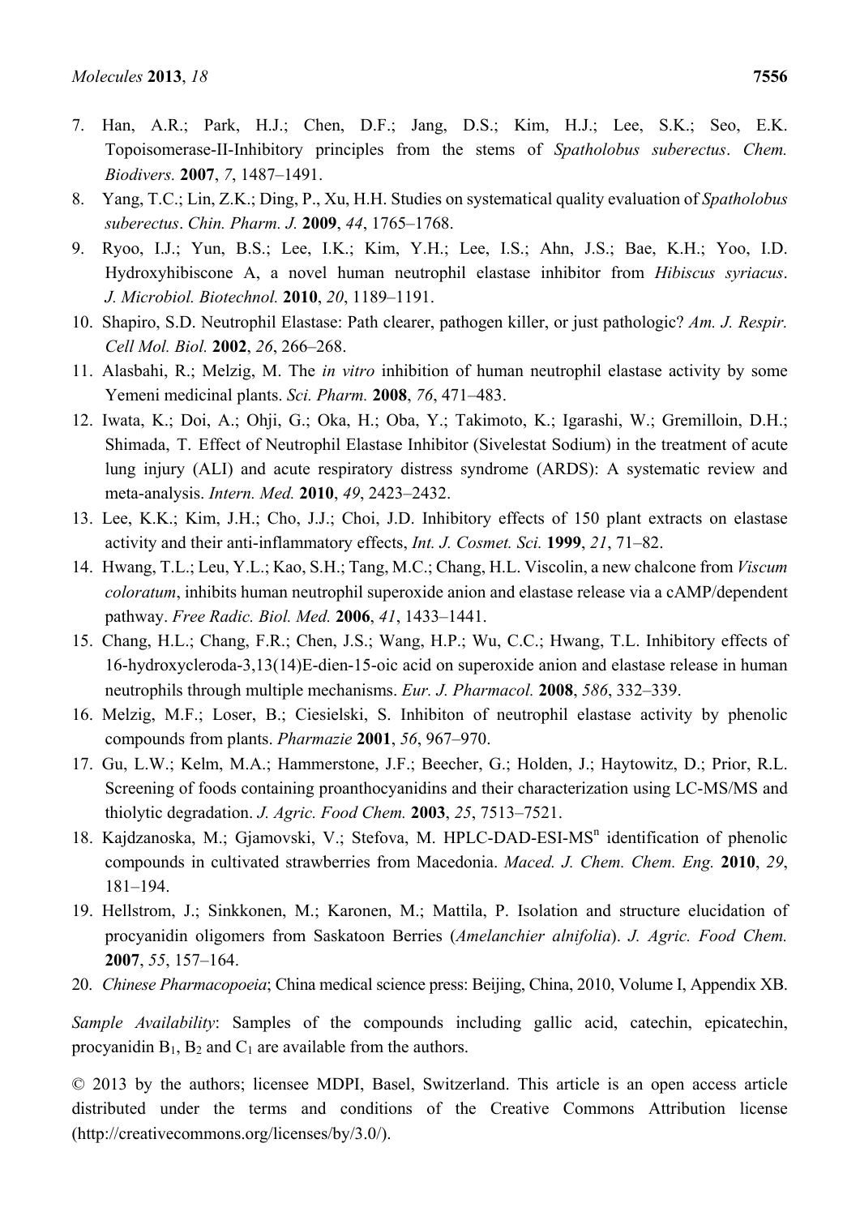7. Han, A.R.; Park, H.J.; Chen, D.F.; Jang, D.S.; Kim, H.J.; Lee, S.K.; Seo, E.K. Topoisomerase-II-Inhibitory principles from the stems of *Spatholobus suberectus*. *Chem. Biodivers.* **2007**, *7*, 1487–1491.
8. Yang, T.C.; Lin, Z.K.; Ding, P., Xu, H.H. Studies on systematical quality evaluation of *Spatholobus suberectus*. *Chin. Pharm. J.* **2009**, *44*, 1765–1768.
9. Ryoo, I.J.; Yun, B.S.; Lee, I.K.; Kim, Y.H.; Lee, I.S.; Ahn, J.S.; Bae, K.H.; Yoo, I.D. Hydroxyhibiscone A, a novel human neutrophil elastase inhibitor from *Hibiscus syriacus*. *J. Microbiol. Biotechnol.* **2010**, *20*, 1189–1191.
10. Shapiro, S.D. Neutrophil Elastase: Path clearer, pathogen killer, or just pathologic? *Am. J. Respir. Cell Mol. Biol.* **2002**, *26*, 266–268.
11. Alasbahi, R.; Melzig, M. The *in vitro* inhibition of human neutrophil elastase activity by some Yemeni medicinal plants. *Sci. Pharm.* **2008**, *76*, 471–483.
12. Iwata, K.; Doi, A.; Ohji, G.; Oka, H.; Oba, Y.; Takimoto, K.; Igarashi, W.; Gremilloin, D.H.; Shimada, T. Effect of Neutrophil Elastase Inhibitor (Sivelestat Sodium) in the treatment of acute lung injury (ALI) and acute respiratory distress syndrome (ARDS): A systematic review and meta-analysis. *Intern. Med.* **2010**, *49*, 2423–2432.
13. Lee, K.K.; Kim, J.H.; Cho, J.J.; Choi, J.D. Inhibitory effects of 150 plant extracts on elastase activity and their anti-inflammatory effects, *Int. J. Cosmet. Sci.* **1999**, *21*, 71–82.
14. Hwang, T.L.; Leu, Y.L.; Kao, S.H.; Tang, M.C.; Chang, H.L. Viscolin, a new chalcone from *Viscum coloratum*, inhibits human neutrophil superoxide anion and elastase release via a cAMP/dependent pathway. *Free Radic. Biol. Med.* **2006**, *41*, 1433–1441.
15. Chang, H.L.; Chang, F.R.; Chen, J.S.; Wang, H.P.; Wu, C.C.; Hwang, T.L. Inhibitory effects of 16-hydroxycleroda-3,13(14)E-dien-15-oic acid on superoxide anion and elastase release in human neutrophils through multiple mechanisms. *Eur. J. Pharmacol.* **2008**, *586*, 332–339.
16. Melzig, M.F.; Loser, B.; Ciesielski, S. Inhibiton of neutrophil elastase activity by phenolic compounds from plants. *Pharmazie* **2001**, *56*, 967–970.
17. Gu, L.W.; Kelm, M.A.; Hammerstone, J.F.; Beecher, G.; Holden, J.; Haytowitz, D.; Prior, R.L. Screening of foods containing proanthocyanidins and their characterization using LC-MS/MS and thiolytic degradation. *J. Agric. Food Chem.* **2003**, *25*, 7513–7521.
18. Kajdzanoska, M.; Gjamovski, V.; Stefova, M. HPLC-DAD-ESI-$MS^n$ identification of phenolic compounds in cultivated strawberries from Macedonia. *Maced. J. Chem. Chem. Eng.* **2010**, *29*, 181–194.
19. Hellstrom, J.; Sinkkonen, M.; Karonen, M.; Mattila, P. Isolation and structure elucidation of procyanidin oligomers from Saskatoon Berries (*Amelanchier alnifolia*). *J. Agric. Food Chem.* **2007**, *55*, 157–164.
20. *Chinese Pharmacopoeia*; China medical science press: Beijing, China, 2010, Volume I, Appendix XB.

*Sample Availability*: Samples of the compounds including gallic acid, catechin, epicatechin, procyanidin $B_1$, $B_2$ and $C_1$ are available from the authors.

© 2013 by the authors; licensee MDPI, Basel, Switzerland. This article is an open access article distributed under the terms and conditions of the Creative Commons Attribution license (http://creativecommons.org/licenses/by/3.0/).